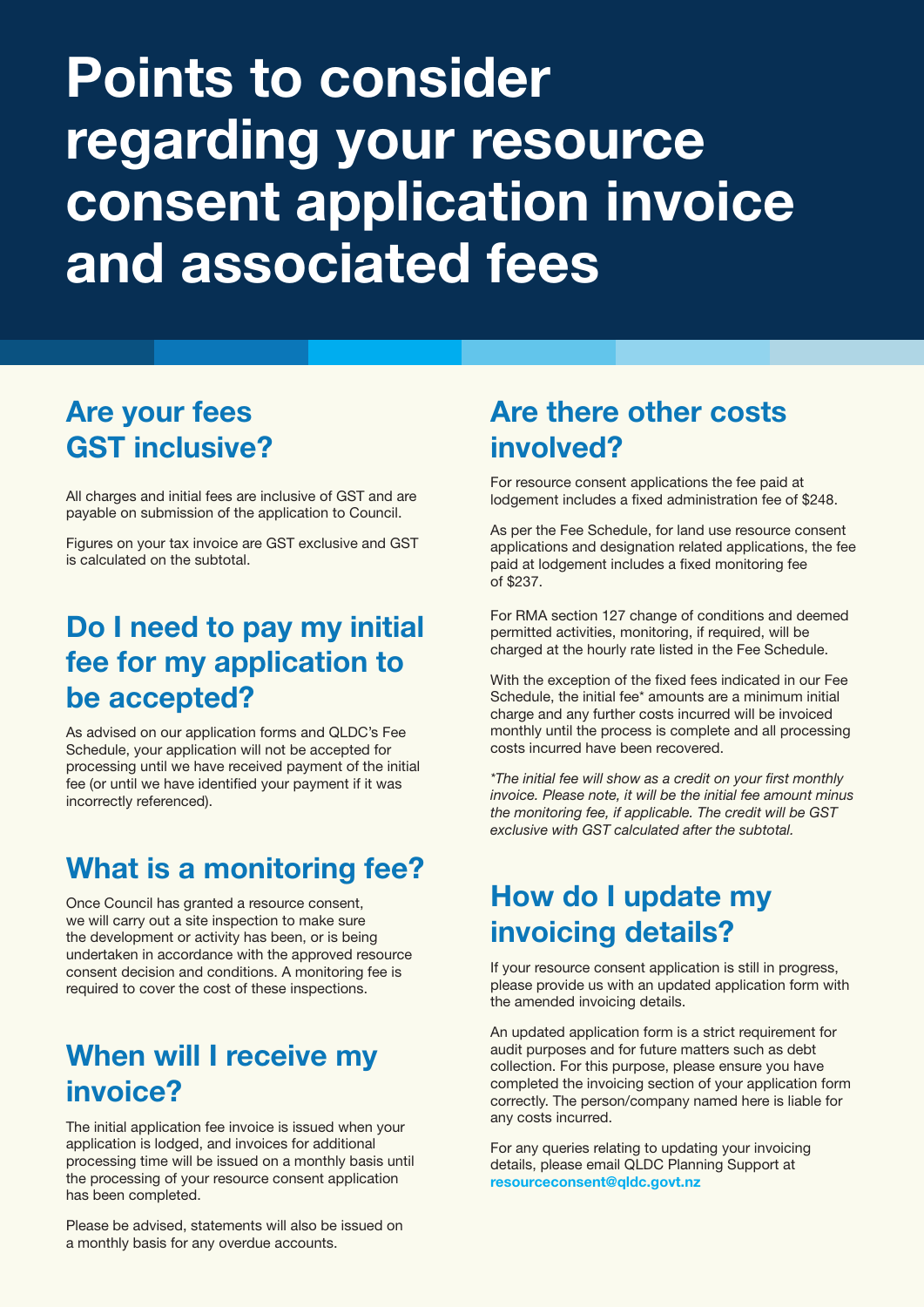# Points to consider regarding your resource consent application invoice and associated fees

## Are your fees GST inclusive?

All charges and initial fees are inclusive of GST and are payable on submission of the application to Council.

Figures on your tax invoice are GST exclusive and GST is calculated on the subtotal.

## Do I need to pay my initial fee for my application to be accepted?

As advised on our application forms and QLDC's Fee Schedule, your application will not be accepted for processing until we have received payment of the initial fee (or until we have identified your payment if it was incorrectly referenced).

## What is a monitoring fee?

Once Council has granted a resource consent, we will carry out a site inspection to make sure the development or activity has been, or is being undertaken in accordance with the approved resource consent decision and conditions. A monitoring fee is required to cover the cost of these inspections.

## When will I receive my invoice?

The initial application fee invoice is issued when your application is lodged, and invoices for additional processing time will be issued on a monthly basis until the processing of your resource consent application has been completed.

Please be advised, statements will also be issued on a monthly basis for any overdue accounts.

## Are there other costs involved?

For resource consent applications the fee paid at lodgement includes a fixed administration fee of $248.

As per the Fee Schedule, for land use resource consent applications and designation related applications, the fee paid at lodgement includes a fixed monitoring fee of $237.

For RMA section 127 change of conditions and deemed permitted activities, monitoring, if required, will be charged at the hourly rate listed in the Fee Schedule.

With the exception of the fixed fees indicated in our Fee Schedule, the initial fee* amounts are a minimum initial charge and any further costs incurred will be invoiced monthly until the process is complete and all processing costs incurred have been recovered.

*\*The initial fee will show as a credit on your first monthly invoice. Please note, it will be the initial fee amount minus the monitoring fee, if applicable. The credit will be GST exclusive with GST calculated after the subtotal.*

## How do I update my invoicing details?

If your resource consent application is still in progress, please provide us with an updated application form with the amended invoicing details.

An updated application form is a strict requirement for audit purposes and for future matters such as debt collection. For this purpose, please ensure you have completed the invoicing section of your application form correctly. The person/company named here is liable for any costs incurred.

For any queries relating to updating your invoicing details, please email QLDC Planning Support at **resourceconsent@qldc.govt.nz**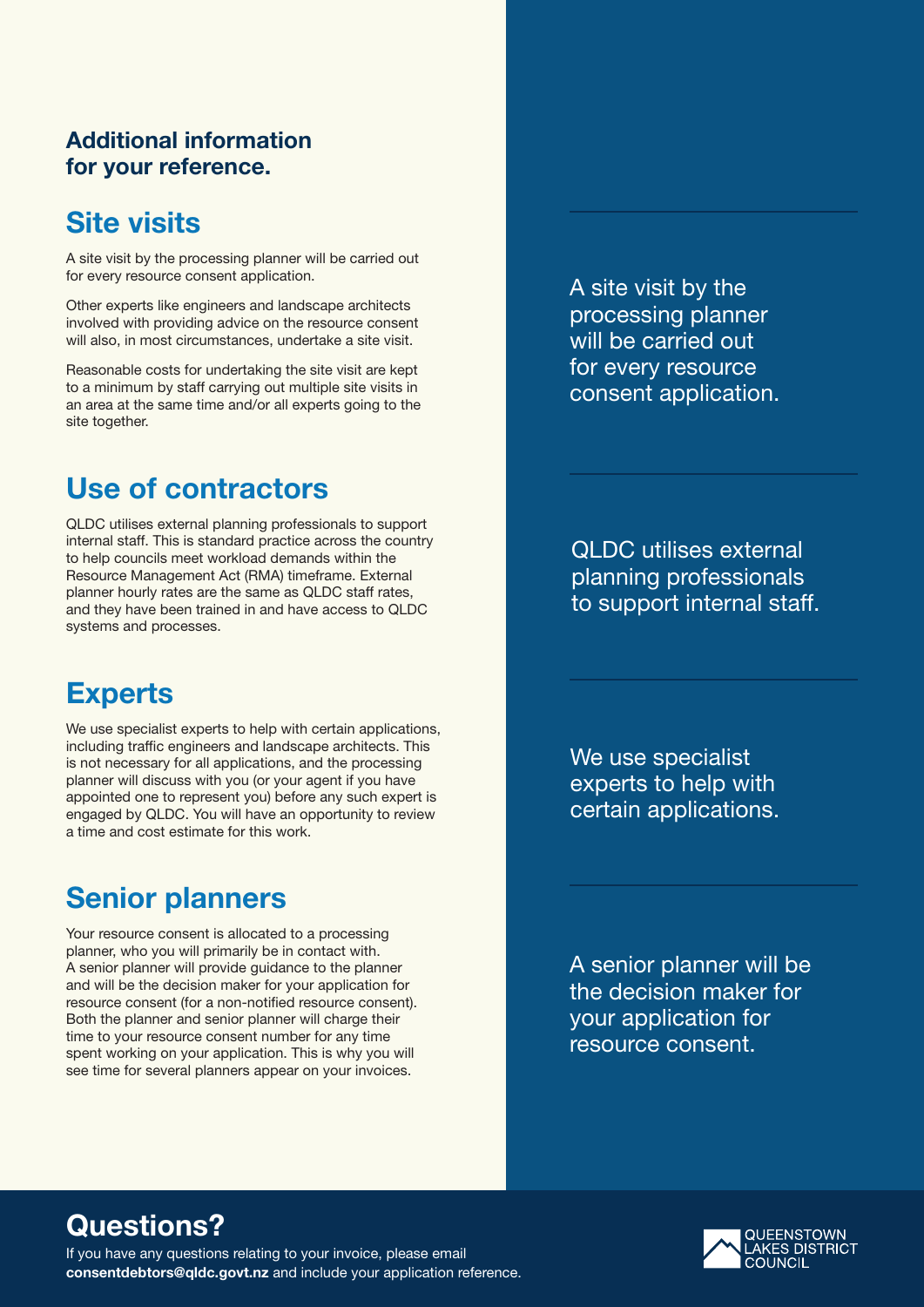**Additional information for your reference.**

## Site visits

A site visit by the processing planner will be carried out for every resource consent application.

Other experts like engineers and landscape architects involved with providing advice on the resource consent will also, in most circumstances, undertake a site visit.

Reasonable costs for undertaking the site visit are kept to a minimum by staff carrying out multiple site visits in an area at the same time and/or all experts going to the site together.

A site visit by the processing planner will be carried out for every resource consent application.

## Use of contractors

QLDC utilises external planning professionals to support internal staff. This is standard practice across the country to help councils meet workload demands within the Resource Management Act (RMA) timeframe. External planner hourly rates are the same as QLDC staff rates, and they have been trained in and have access to QLDC systems and processes.

QLDC utilises external planning professionals to support internal staff.

## Experts

We use specialist experts to help with certain applications, including traffic engineers and landscape architects. This is not necessary for all applications, and the processing planner will discuss with you (or your agent if you have appointed one to represent you) before any such expert is engaged by QLDC. You will have an opportunity to review a time and cost estimate for this work.

We use specialist experts to help with certain applications.

## Senior planners

Your resource consent is allocated to a processing planner, who you will primarily be in contact with. A senior planner will provide guidance to the planner and will be the decision maker for your application for resource consent (for a non-notified resource consent). Both the planner and senior planner will charge their time to your resource consent number for any time spent working on your application. This is why you will see time for several planners appear on your invoices.

A senior planner will be the decision maker for your application for resource consent.

## Questions?

If you have any questions relating to your invoice, please email **consentdebtors@qldc.govt.nz** and include your application reference.

QUEENSTOWN LAKES DISTRICT COUNCIL